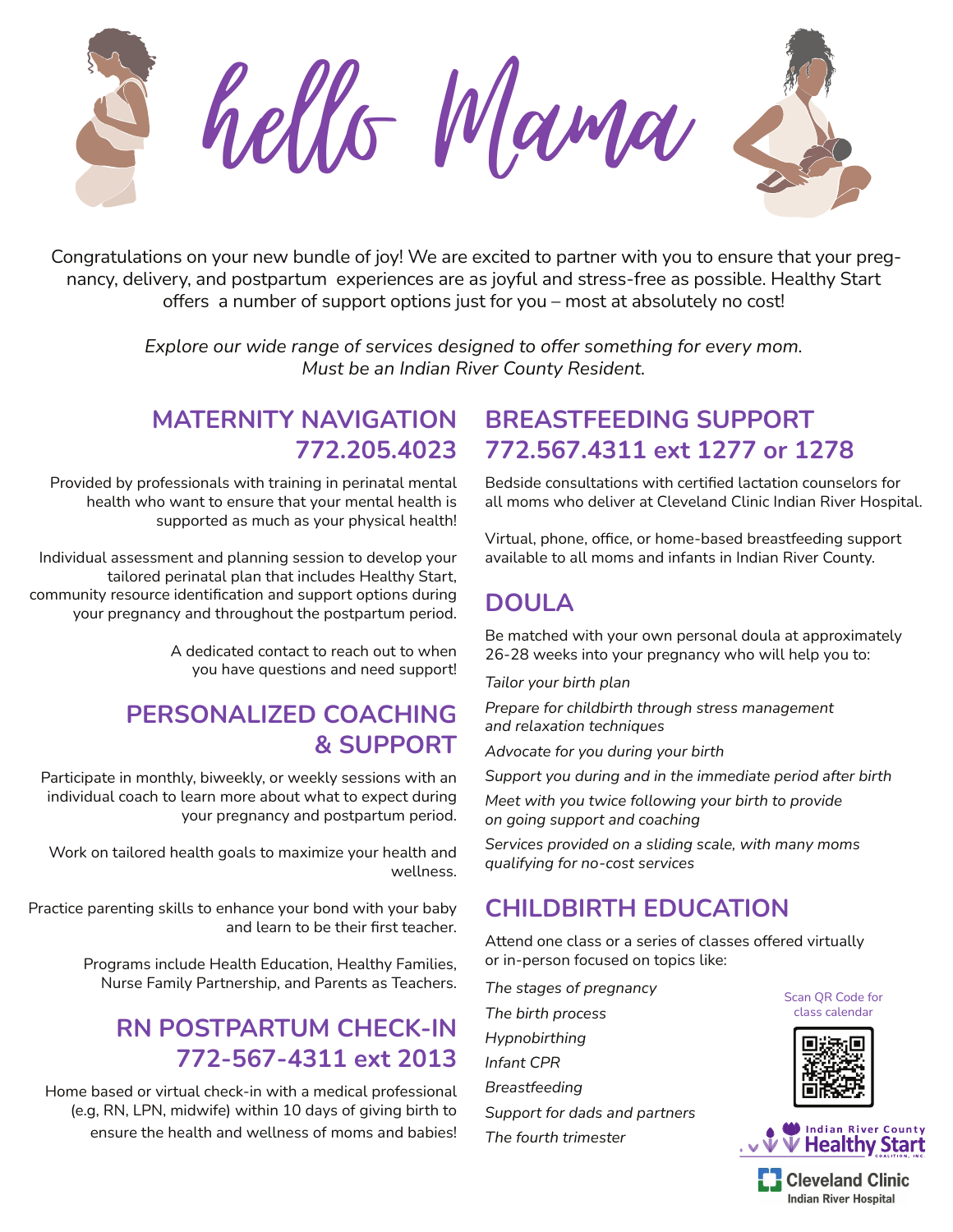# hello Mama

Congratulations on your new bundle of joy! We are excited to partner with you to ensure that your pregnancy, delivery, and postpartum experiences are as joyful and stress-free as possible. Healthy Start offers a number of support options just for you – most at absolutely no cost!

*Explore our wide range of services designed to offer something for every mom.*
*Must be an Indian River County Resident.*

## MATERNITY NAVIGATION 772.205.4023

Provided by professionals with training in perinatal mental health who want to ensure that your mental health is supported as much as your physical health!

Individual assessment and planning session to develop your tailored perinatal plan that includes Healthy Start, community resource identification and support options during your pregnancy and throughout the postpartum period.

A dedicated contact to reach out to when you have questions and need support!

## PERSONALIZED COACHING & SUPPORT

Participate in monthly, biweekly, or weekly sessions with an individual coach to learn more about what to expect during your pregnancy and postpartum period.

Work on tailored health goals to maximize your health and wellness.

Practice parenting skills to enhance your bond with your baby and learn to be their first teacher.

Programs include Health Education, Healthy Families, Nurse Family Partnership, and Parents as Teachers.

## RN POSTPARTUM CHECK-IN 772-567-4311 ext 2013

Home based or virtual check-in with a medical professional (e.g, RN, LPN, midwife) within 10 days of giving birth to ensure the health and wellness of moms and babies!

## BREASTFEEDING SUPPORT 772.567.4311 ext 1277 or 1278

Bedside consultations with certified lactation counselors for all moms who deliver at Cleveland Clinic Indian River Hospital.

Virtual, phone, office, or home-based breastfeeding support available to all moms and infants in Indian River County.

## DOULA

Be matched with your own personal doula at approximately 26-28 weeks into your pregnancy who will help you to:

*Tailor your birth plan*

*Prepare for childbirth through stress management and relaxation techniques*

*Advocate for you during your birth*

*Support you during and in the immediate period after birth*

*Meet with you twice following your birth to provide on going support and coaching*

*Services provided on a sliding scale, with many moms qualifying for no-cost services*

## CHILDBIRTH EDUCATION

Attend one class or a series of classes offered virtually or in-person focused on topics like:

*The stages of pregnancy*

*The birth process*

*Hypnobirthing*

*Infant CPR*

*Breastfeeding*

*Support for dads and partners*

*The fourth trimester*

Scan QR Code for class calendar

Indian River County Healthy Start Coalition, Inc.

Cleveland Clinic Indian River Hospital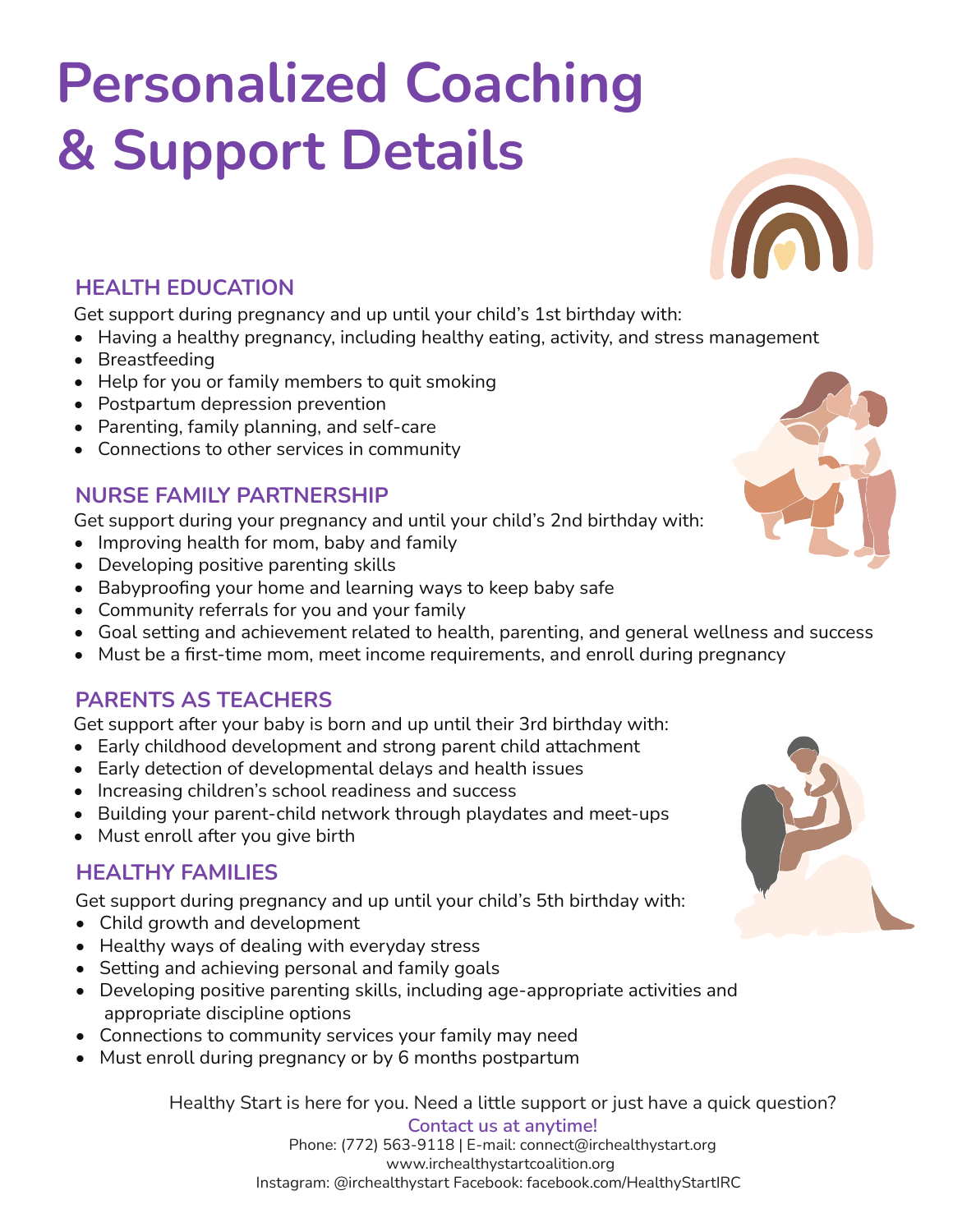# Personalized Coaching & Support Details

## HEALTH EDUCATION

Get support during pregnancy and up until your child's 1st birthday with:

- Having a healthy pregnancy, including healthy eating, activity, and stress management
- Breastfeeding
- Help for you or family members to quit smoking
- Postpartum depression prevention
- Parenting, family planning, and self-care
- Connections to other services in community

## NURSE FAMILY PARTNERSHIP

Get support during your pregnancy and until your child's 2nd birthday with:

- Improving health for mom, baby and family
- Developing positive parenting skills
- Babyproofing your home and learning ways to keep baby safe
- Community referrals for you and your family
- Goal setting and achievement related to health, parenting, and general wellness and success
- Must be a first-time mom, meet income requirements, and enroll during pregnancy

## PARENTS AS TEACHERS

Get support after your baby is born and up until their 3rd birthday with:

- Early childhood development and strong parent child attachment
- Early detection of developmental delays and health issues
- Increasing children's school readiness and success
- Building your parent-child network through playdates and meet-ups
- Must enroll after you give birth

## HEALTHY FAMILIES

Get support during pregnancy and up until your child's 5th birthday with:

- Child growth and development
- Healthy ways of dealing with everyday stress
- Setting and achieving personal and family goals
- Developing positive parenting skills, including age-appropriate activities and appropriate discipline options
- Connections to community services your family may need
- Must enroll during pregnancy or by 6 months postpartum

Healthy Start is here for you. Need a little support or just have a quick question?

**Contact us at anytime!**

Phone: (772) 563-9118 | E-mail: connect@irchealthystart.org
www.irchealthystartcoalition.org
Instagram: @irchealthystart Facebook: facebook.com/HealthyStartIRC